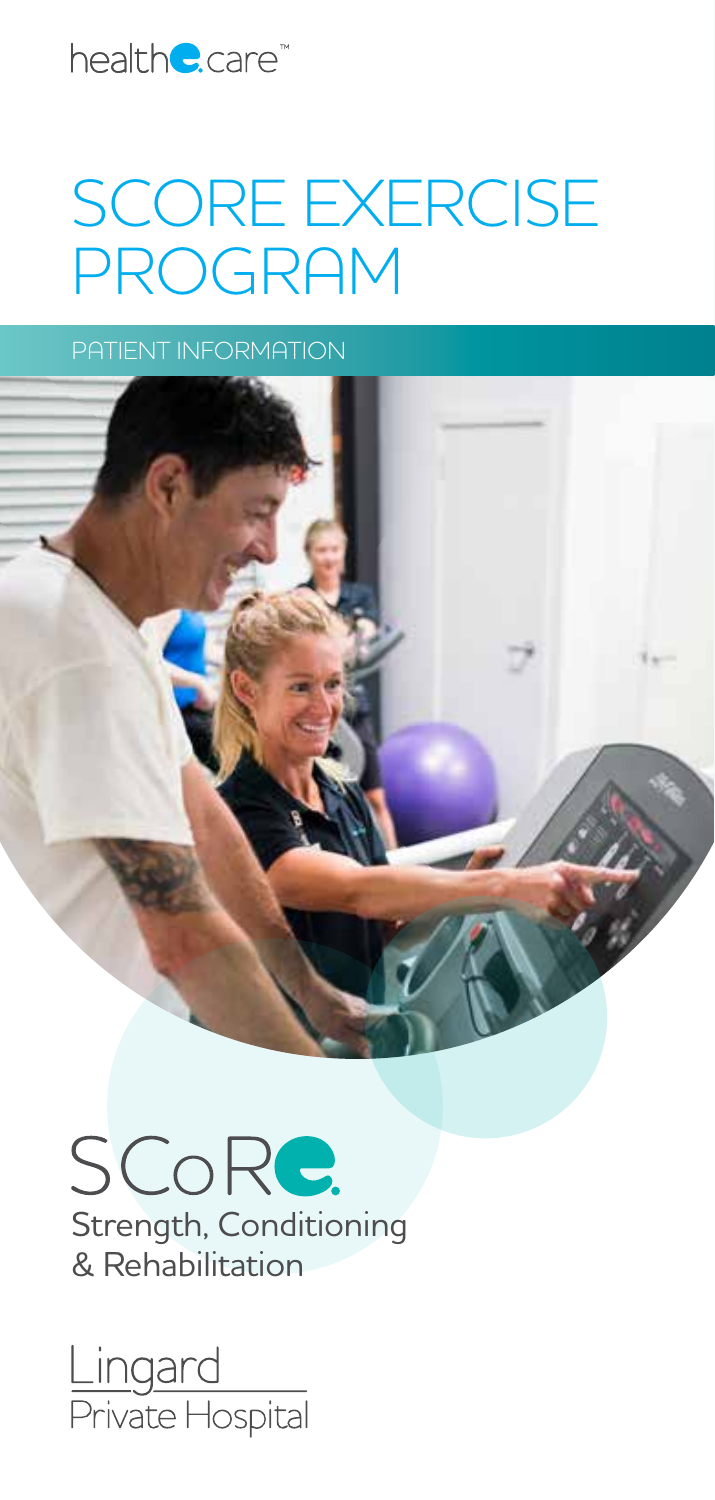healthe.care™

# SCORE EXERCISE PROGRAM

PATIENT INFORMATION

## SCoRe.

Strength, Conditioning & Rehabilitation

Lingard Private Hospital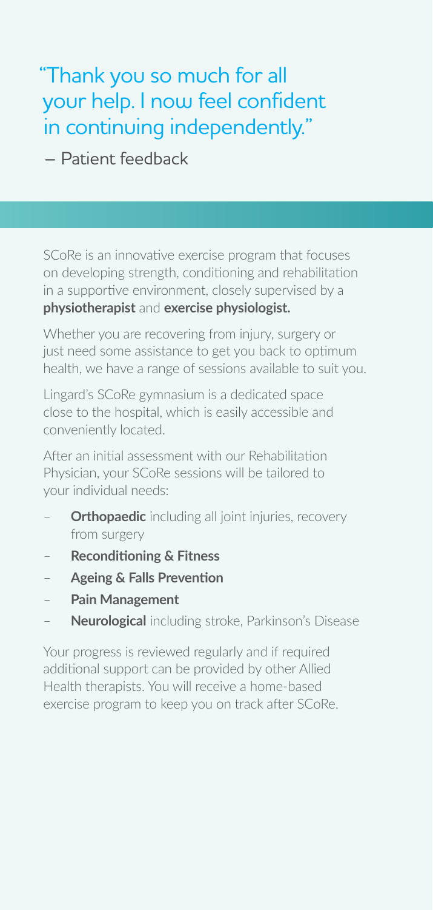"Thank you so much for all your help. I now feel confident in continuing independently."

– Patient feedback

SCoRe is an innovative exercise program that focuses on developing strength, conditioning and rehabilitation in a supportive environment, closely supervised by a **physiotherapist** and **exercise physiologist.**

Whether you are recovering from injury, surgery or just need some assistance to get you back to optimum health, we have a range of sessions available to suit you.

Lingard's SCoRe gymnasium is a dedicated space close to the hospital, which is easily accessible and conveniently located.

After an initial assessment with our Rehabilitation Physician, your SCoRe sessions will be tailored to your individual needs:

- **Orthopaedic** including all joint injuries, recovery from surgery
- **Reconditioning & Fitness**
- **Ageing & Falls Prevention**
- **Pain Management**
- **Neurological** including stroke, Parkinson's Disease

Your progress is reviewed regularly and if required additional support can be provided by other Allied Health therapists. You will receive a home-based exercise program to keep you on track after SCoRe.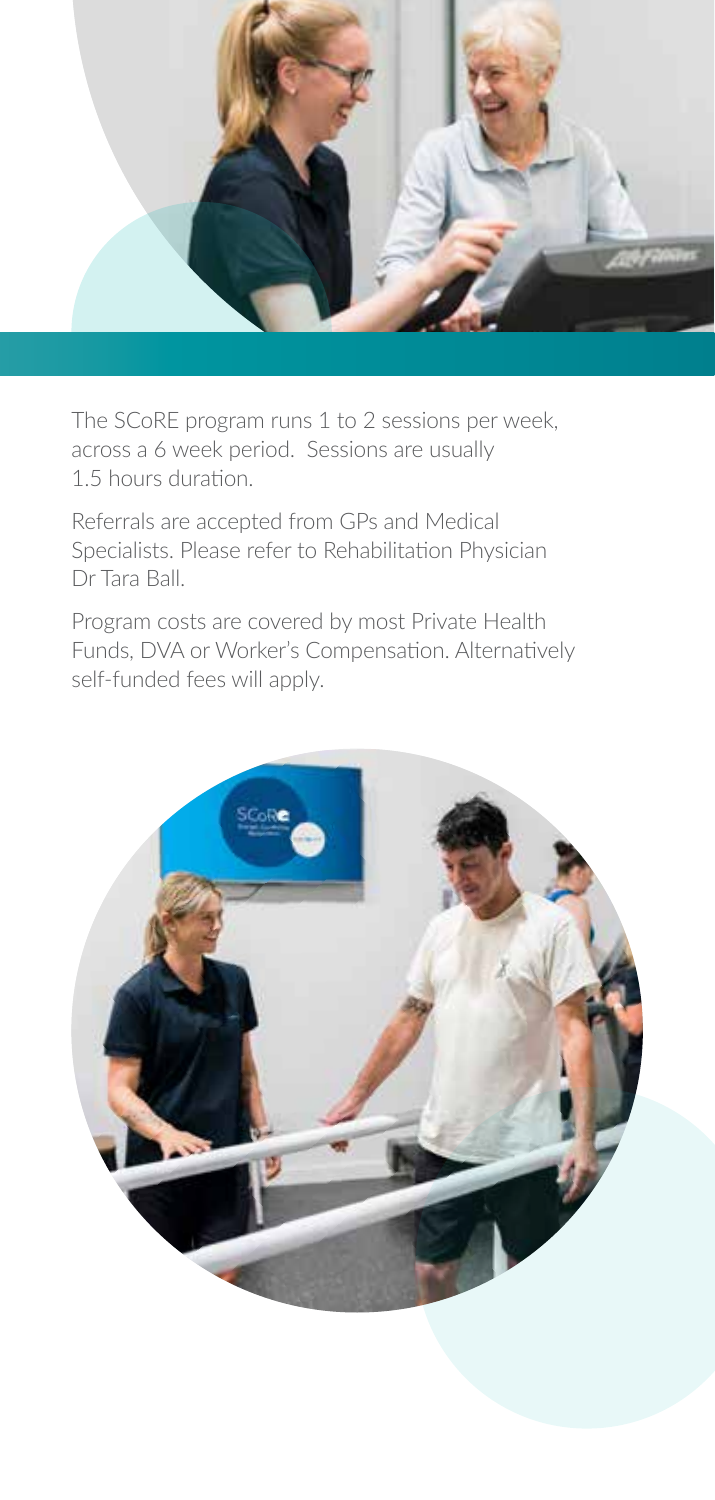The SCoRE program runs 1 to 2 sessions per week, across a 6 week period. Sessions are usually 1.5 hours duration.

Referrals are accepted from GPs and Medical Specialists. Please refer to Rehabilitation Physician Dr Tara Ball.

Program costs are covered by most Private Health Funds, DVA or Worker's Compensation. Alternatively self-funded fees will apply.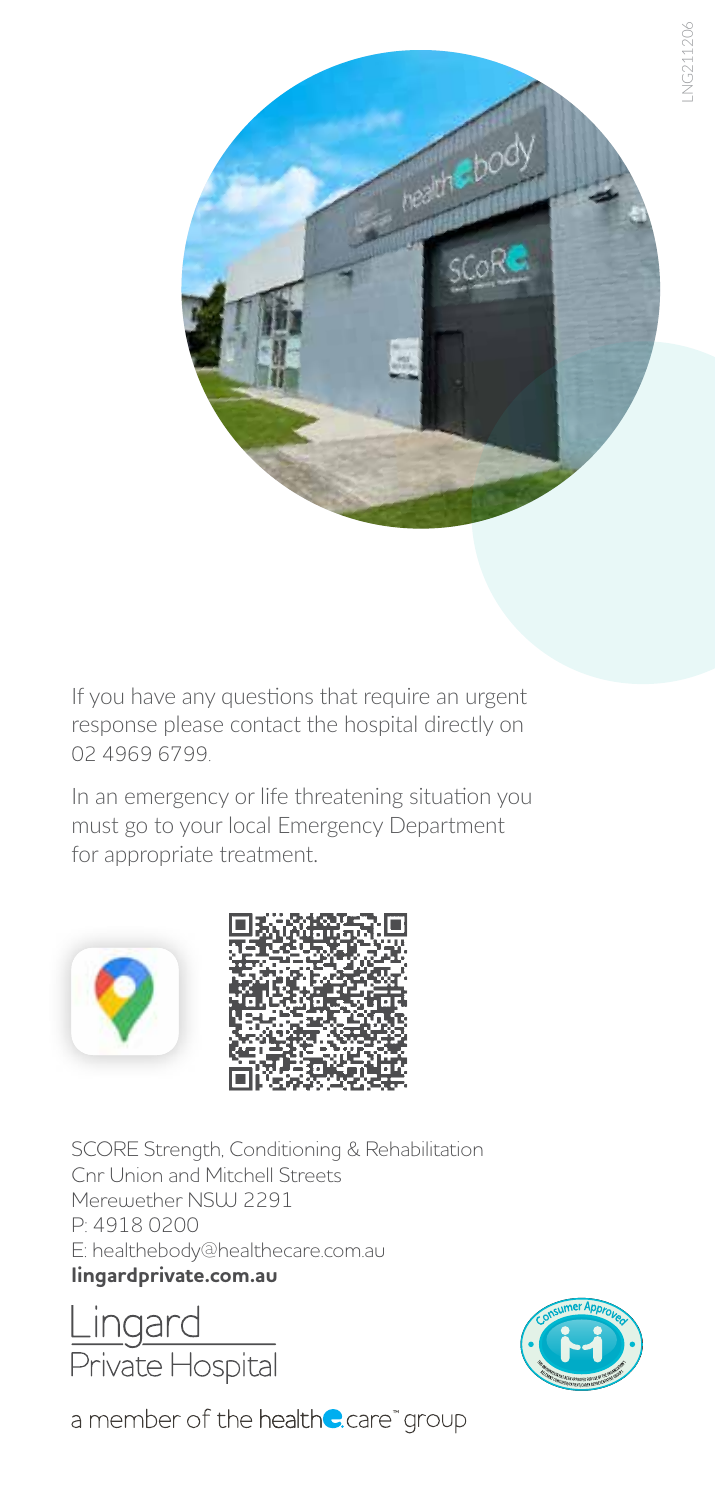If you have any questions that require an urgent response please contact the hospital directly on 02 4969 6799.

In an emergency or life threatening situation you must go to your local Emergency Department for appropriate treatment.

SCORE Strength, Conditioning & Rehabilitation
Cnr Union and Mitchell Streets
Merewether NSW 2291
P: 4918 0200
E: healthebody@healthecare.com.au
**lingardprivate.com.au**

Lingard Private Hospital

a member of the healthe.care™ group